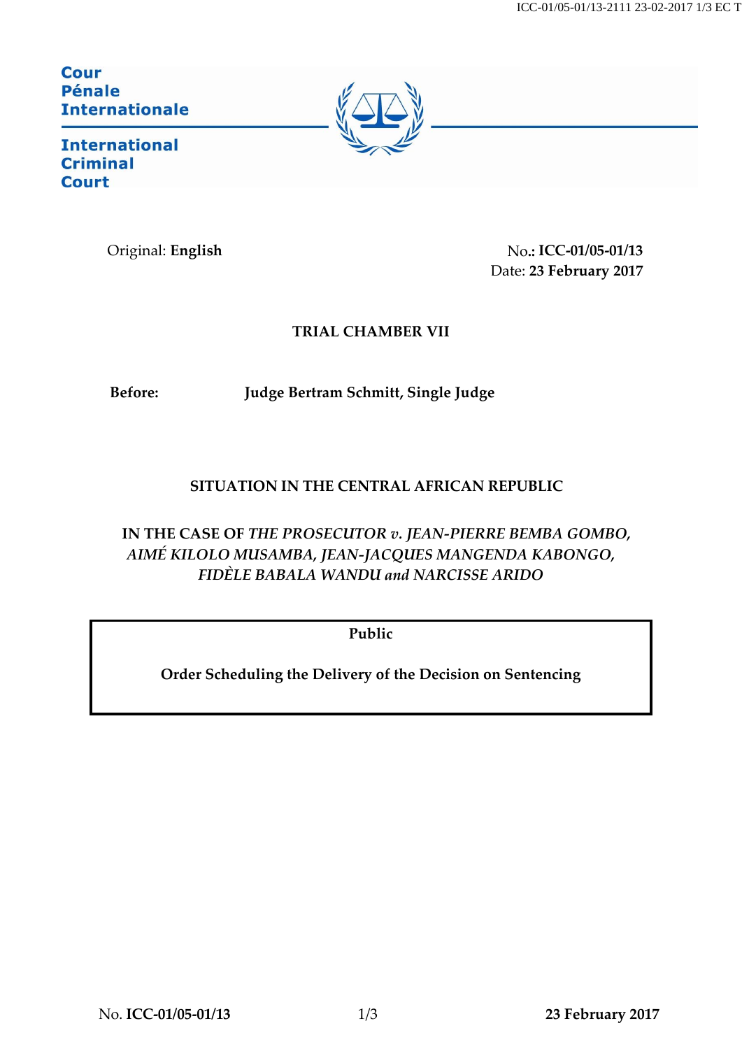Cour
Pénale
Internationale

International
Criminal
Court

Original: **English**

No.: **ICC-01/05-01/13**
Date: **23 February 2017**

**TRIAL CHAMBER VII**

**Before:** **Judge Bertram Schmitt, Single Judge**

**SITUATION IN THE CENTRAL AFRICAN REPUBLIC**

**IN THE CASE OF *THE PROSECUTOR v. JEAN-PIERRE BEMBA GOMBO, AIMÉ KILOLO MUSAMBA, JEAN-JACQUES MANGENDA KABONGO, FIDÈLE BABALA WANDU and NARCISSE ARIDO***

**Public**

**Order Scheduling the Delivery of the Decision on Sentencing**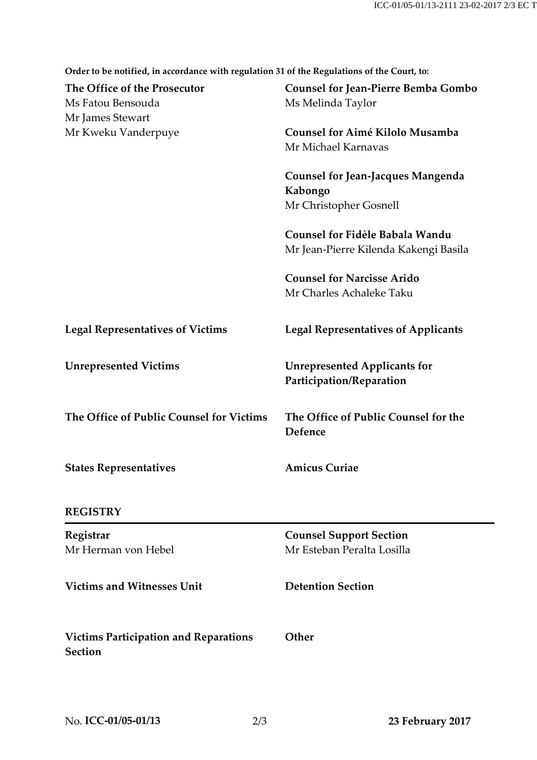**Order to be notified, in accordance with regulation 31 of the Regulations of the Court, to:**

**The Office of the Prosecutor**
Ms Fatou Bensouda
Mr James Stewart
Mr Kweku Vanderpuye

**Counsel for Jean-Pierre Bemba Gombo**
Ms Melinda Taylor

**Counsel for Aimé Kilolo Musamba**
Mr Michael Karnavas

**Counsel for Jean-Jacques Mangenda Kabongo**
Mr Christopher Gosnell

**Counsel for Fidèle Babala Wandu**
Mr Jean-Pierre Kilenda Kakengi Basila

**Counsel for Narcisse Arido**
Mr Charles Achaleke Taku

**Legal Representatives of Victims**

**Legal Representatives of Applicants**

**Unrepresented Victims**

**Unrepresented Applicants for Participation/Reparation**

**The Office of Public Counsel for Victims**

**The Office of Public Counsel for the Defence**

**States Representatives**

**Amicus Curiae**

## REGISTRY

**Registrar**
Mr Herman von Hebel

**Counsel Support Section**
Mr Esteban Peralta Losilla

**Victims and Witnesses Unit**

**Detention Section**

**Victims Participation and Reparations Section**

**Other**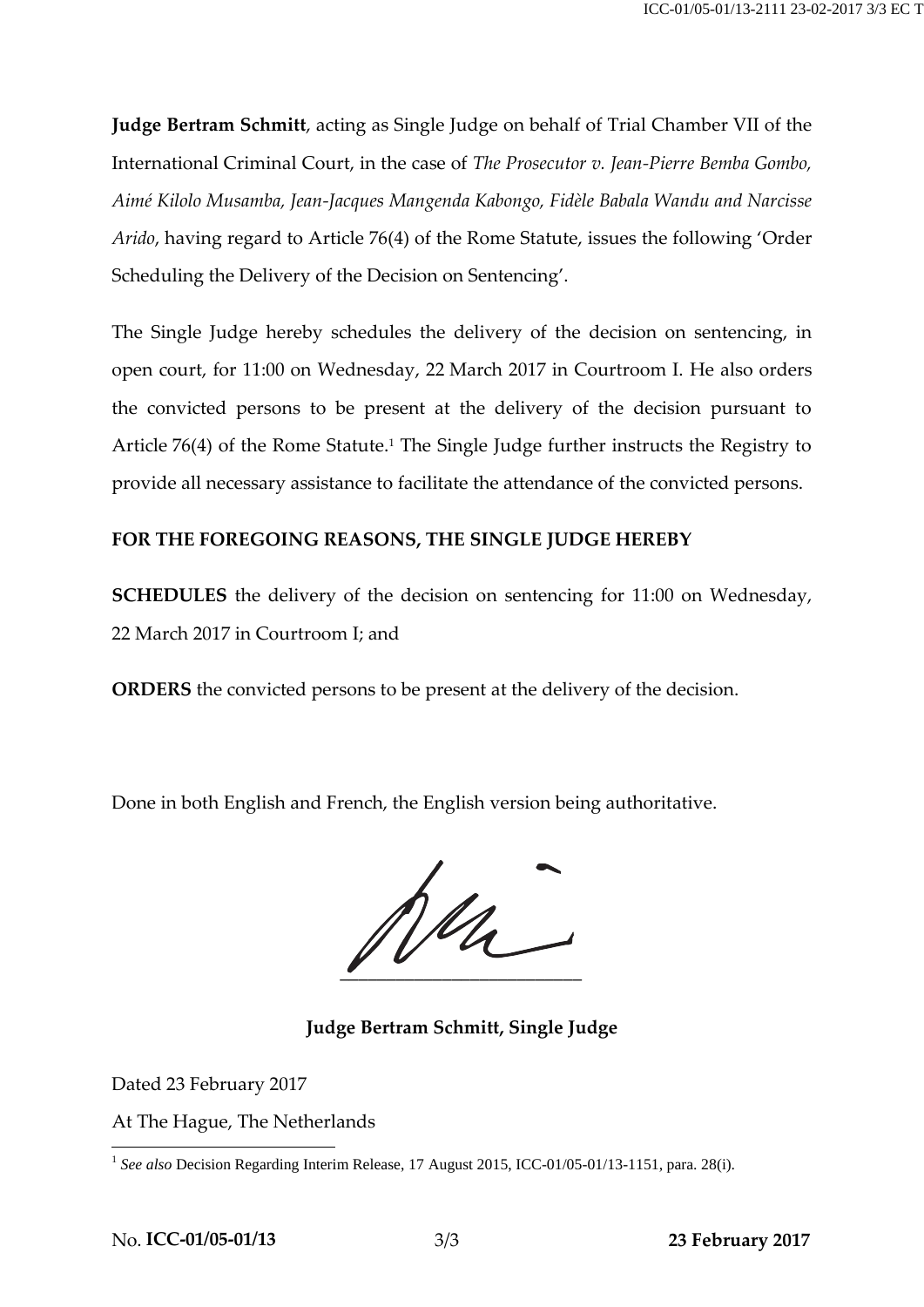**Judge Bertram Schmitt**, acting as Single Judge on behalf of Trial Chamber VII of the International Criminal Court, in the case of *The Prosecutor v. Jean-Pierre Bemba Gombo, Aimé Kilolo Musamba, Jean-Jacques Mangenda Kabongo, Fidèle Babala Wandu and Narcisse Arido*, having regard to Article 76(4) of the Rome Statute, issues the following 'Order Scheduling the Delivery of the Decision on Sentencing'.

The Single Judge hereby schedules the delivery of the decision on sentencing, in open court, for 11:00 on Wednesday, 22 March 2017 in Courtroom I. He also orders the convicted persons to be present at the delivery of the decision pursuant to Article 76(4) of the Rome Statute.[1] The Single Judge further instructs the Registry to provide all necessary assistance to facilitate the attendance of the convicted persons.

**FOR THE FOREGOING REASONS, THE SINGLE JUDGE HEREBY**

**SCHEDULES** the delivery of the decision on sentencing for 11:00 on Wednesday, 22 March 2017 in Courtroom I; and

**ORDERS** the convicted persons to be present at the delivery of the decision.

Done in both English and French, the English version being authoritative.

**Judge Bertram Schmitt, Single Judge**

Dated 23 February 2017

At The Hague, The Netherlands

[1] *See also* Decision Regarding Interim Release, 17 August 2015, ICC-01/05-01/13-1151, para. 28(i).